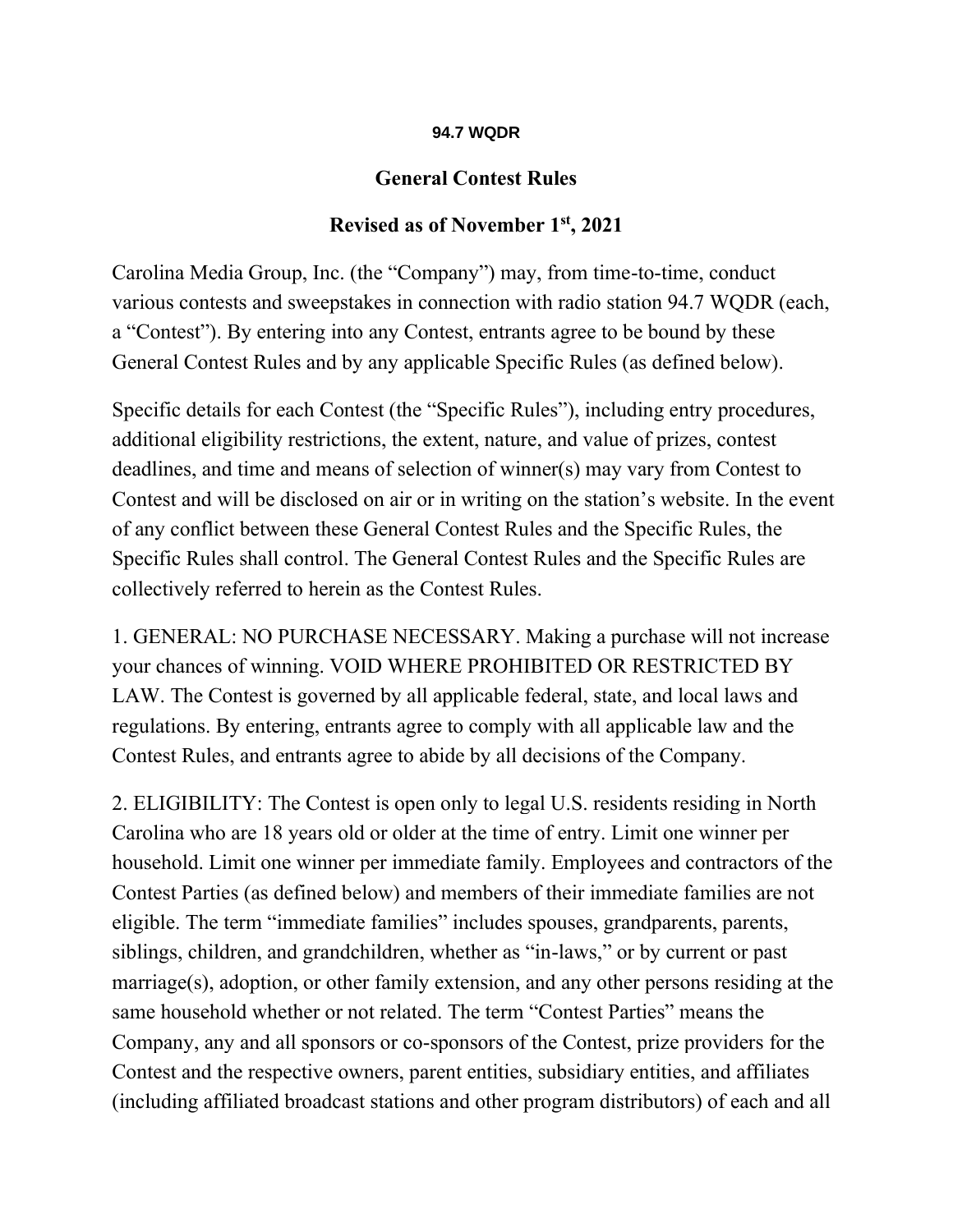**94.7 WQDR**

# General Contest Rules

## Revised as of November 1st, 2021

Carolina Media Group, Inc. (the "Company") may, from time-to-time, conduct various contests and sweepstakes in connection with radio station 94.7 WQDR (each, a "Contest"). By entering into any Contest, entrants agree to be bound by these General Contest Rules and by any applicable Specific Rules (as defined below).

Specific details for each Contest (the "Specific Rules"), including entry procedures, additional eligibility restrictions, the extent, nature, and value of prizes, contest deadlines, and time and means of selection of winner(s) may vary from Contest to Contest and will be disclosed on air or in writing on the station's website. In the event of any conflict between these General Contest Rules and the Specific Rules, the Specific Rules shall control. The General Contest Rules and the Specific Rules are collectively referred to herein as the Contest Rules.

1. GENERAL: NO PURCHASE NECESSARY. Making a purchase will not increase your chances of winning. VOID WHERE PROHIBITED OR RESTRICTED BY LAW. The Contest is governed by all applicable federal, state, and local laws and regulations. By entering, entrants agree to comply with all applicable law and the Contest Rules, and entrants agree to abide by all decisions of the Company.

2. ELIGIBILITY: The Contest is open only to legal U.S. residents residing in North Carolina who are 18 years old or older at the time of entry. Limit one winner per household. Limit one winner per immediate family. Employees and contractors of the Contest Parties (as defined below) and members of their immediate families are not eligible. The term "immediate families" includes spouses, grandparents, parents, siblings, children, and grandchildren, whether as "in-laws," or by current or past marriage(s), adoption, or other family extension, and any other persons residing at the same household whether or not related. The term "Contest Parties" means the Company, any and all sponsors or co-sponsors of the Contest, prize providers for the Contest and the respective owners, parent entities, subsidiary entities, and affiliates (including affiliated broadcast stations and other program distributors) of each and all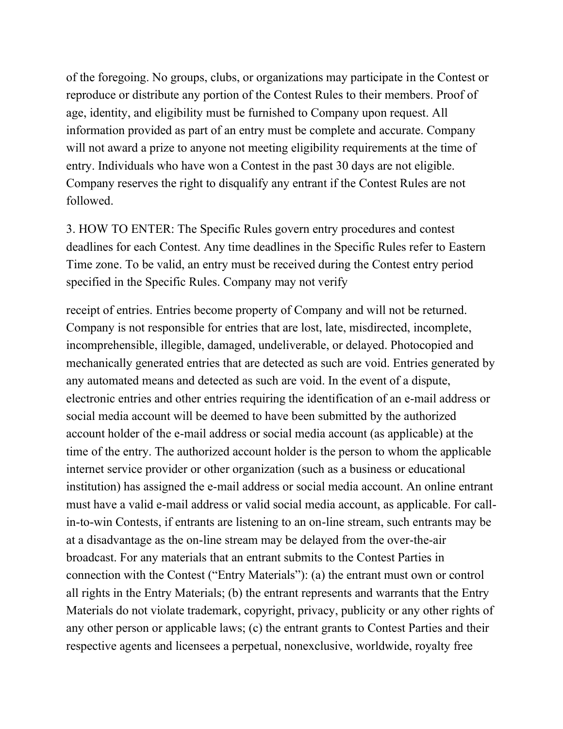of the foregoing. No groups, clubs, or organizations may participate in the Contest or reproduce or distribute any portion of the Contest Rules to their members. Proof of age, identity, and eligibility must be furnished to Company upon request. All information provided as part of an entry must be complete and accurate. Company will not award a prize to anyone not meeting eligibility requirements at the time of entry. Individuals who have won a Contest in the past 30 days are not eligible. Company reserves the right to disqualify any entrant if the Contest Rules are not followed.

3. HOW TO ENTER: The Specific Rules govern entry procedures and contest deadlines for each Contest. Any time deadlines in the Specific Rules refer to Eastern Time zone. To be valid, an entry must be received during the Contest entry period specified in the Specific Rules. Company may not verify

receipt of entries. Entries become property of Company and will not be returned. Company is not responsible for entries that are lost, late, misdirected, incomplete, incomprehensible, illegible, damaged, undeliverable, or delayed. Photocopied and mechanically generated entries that are detected as such are void. Entries generated by any automated means and detected as such are void. In the event of a dispute, electronic entries and other entries requiring the identification of an e-mail address or social media account will be deemed to have been submitted by the authorized account holder of the e-mail address or social media account (as applicable) at the time of the entry. The authorized account holder is the person to whom the applicable internet service provider or other organization (such as a business or educational institution) has assigned the e-mail address or social media account. An online entrant must have a valid e-mail address or valid social media account, as applicable. For call-in-to-win Contests, if entrants are listening to an on-line stream, such entrants may be at a disadvantage as the on-line stream may be delayed from the over-the-air broadcast. For any materials that an entrant submits to the Contest Parties in connection with the Contest ("Entry Materials"): (a) the entrant must own or control all rights in the Entry Materials; (b) the entrant represents and warrants that the Entry Materials do not violate trademark, copyright, privacy, publicity or any other rights of any other person or applicable laws; (c) the entrant grants to Contest Parties and their respective agents and licensees a perpetual, nonexclusive, worldwide, royalty free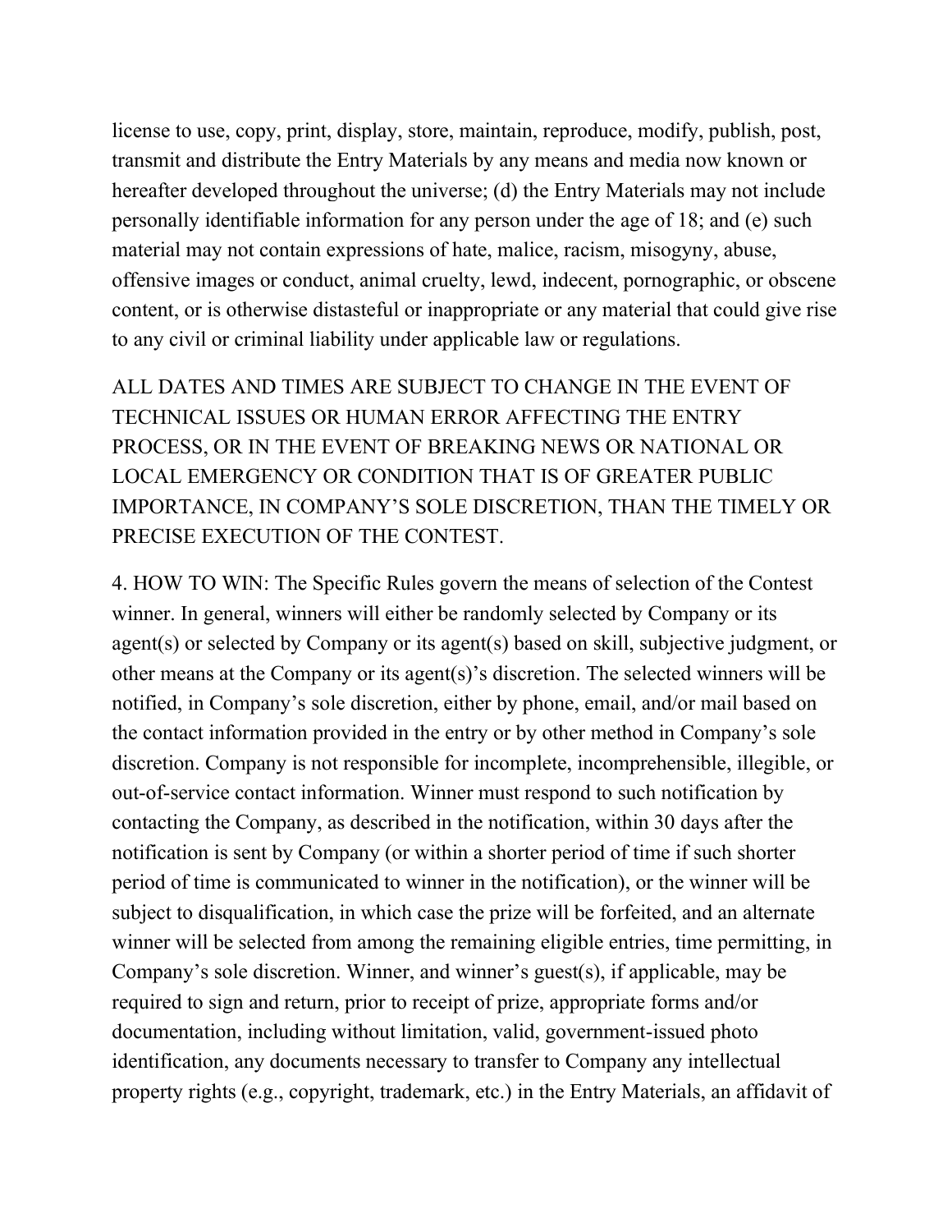license to use, copy, print, display, store, maintain, reproduce, modify, publish, post, transmit and distribute the Entry Materials by any means and media now known or hereafter developed throughout the universe; (d) the Entry Materials may not include personally identifiable information for any person under the age of 18; and (e) such material may not contain expressions of hate, malice, racism, misogyny, abuse, offensive images or conduct, animal cruelty, lewd, indecent, pornographic, or obscene content, or is otherwise distasteful or inappropriate or any material that could give rise to any civil or criminal liability under applicable law or regulations.

ALL DATES AND TIMES ARE SUBJECT TO CHANGE IN THE EVENT OF TECHNICAL ISSUES OR HUMAN ERROR AFFECTING THE ENTRY PROCESS, OR IN THE EVENT OF BREAKING NEWS OR NATIONAL OR LOCAL EMERGENCY OR CONDITION THAT IS OF GREATER PUBLIC IMPORTANCE, IN COMPANY'S SOLE DISCRETION, THAN THE TIMELY OR PRECISE EXECUTION OF THE CONTEST.

4. HOW TO WIN: The Specific Rules govern the means of selection of the Contest winner. In general, winners will either be randomly selected by Company or its agent(s) or selected by Company or its agent(s) based on skill, subjective judgment, or other means at the Company or its agent(s)'s discretion. The selected winners will be notified, in Company's sole discretion, either by phone, email, and/or mail based on the contact information provided in the entry or by other method in Company's sole discretion. Company is not responsible for incomplete, incomprehensible, illegible, or out-of-service contact information. Winner must respond to such notification by contacting the Company, as described in the notification, within 30 days after the notification is sent by Company (or within a shorter period of time if such shorter period of time is communicated to winner in the notification), or the winner will be subject to disqualification, in which case the prize will be forfeited, and an alternate winner will be selected from among the remaining eligible entries, time permitting, in Company's sole discretion. Winner, and winner's guest(s), if applicable, may be required to sign and return, prior to receipt of prize, appropriate forms and/or documentation, including without limitation, valid, government-issued photo identification, any documents necessary to transfer to Company any intellectual property rights (e.g., copyright, trademark, etc.) in the Entry Materials, an affidavit of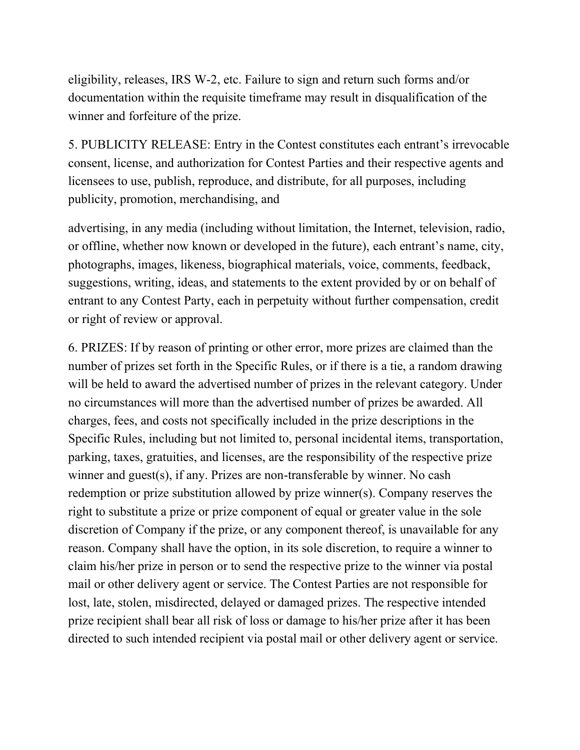eligibility, releases, IRS W-2, etc. Failure to sign and return such forms and/or documentation within the requisite timeframe may result in disqualification of the winner and forfeiture of the prize.

5. PUBLICITY RELEASE: Entry in the Contest constitutes each entrant's irrevocable consent, license, and authorization for Contest Parties and their respective agents and licensees to use, publish, reproduce, and distribute, for all purposes, including publicity, promotion, merchandising, and advertising, in any media (including without limitation, the Internet, television, radio, or offline, whether now known or developed in the future), each entrant's name, city, photographs, images, likeness, biographical materials, voice, comments, feedback, suggestions, writing, ideas, and statements to the extent provided by or on behalf of entrant to any Contest Party, each in perpetuity without further compensation, credit or right of review or approval.

6. PRIZES: If by reason of printing or other error, more prizes are claimed than the number of prizes set forth in the Specific Rules, or if there is a tie, a random drawing will be held to award the advertised number of prizes in the relevant category. Under no circumstances will more than the advertised number of prizes be awarded. All charges, fees, and costs not specifically included in the prize descriptions in the Specific Rules, including but not limited to, personal incidental items, transportation, parking, taxes, gratuities, and licenses, are the responsibility of the respective prize winner and guest(s), if any. Prizes are non-transferable by winner. No cash redemption or prize substitution allowed by prize winner(s). Company reserves the right to substitute a prize or prize component of equal or greater value in the sole discretion of Company if the prize, or any component thereof, is unavailable for any reason. Company shall have the option, in its sole discretion, to require a winner to claim his/her prize in person or to send the respective prize to the winner via postal mail or other delivery agent or service. The Contest Parties are not responsible for lost, late, stolen, misdirected, delayed or damaged prizes. The respective intended prize recipient shall bear all risk of loss or damage to his/her prize after it has been directed to such intended recipient via postal mail or other delivery agent or service.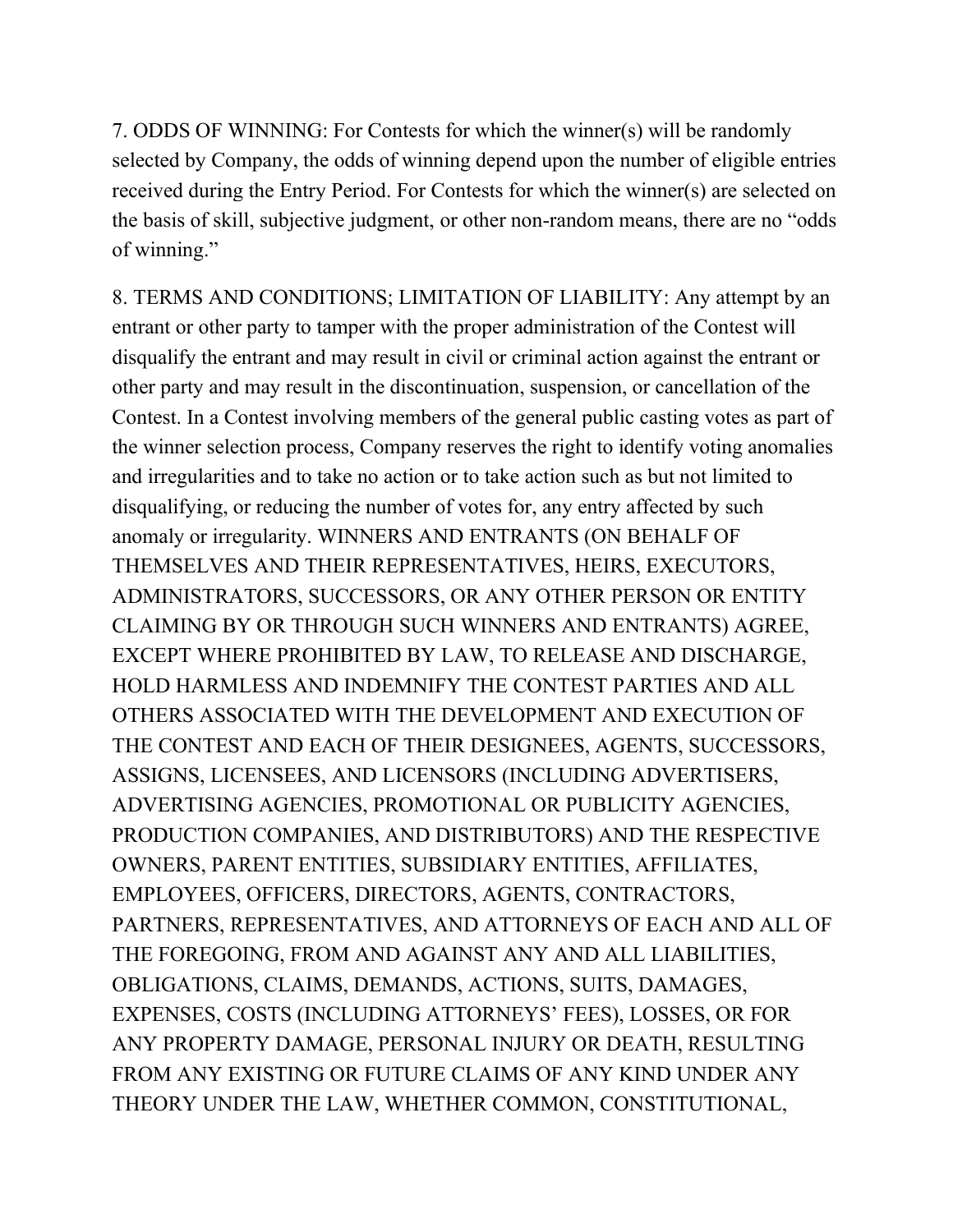7. ODDS OF WINNING: For Contests for which the winner(s) will be randomly selected by Company, the odds of winning depend upon the number of eligible entries received during the Entry Period. For Contests for which the winner(s) are selected on the basis of skill, subjective judgment, or other non-random means, there are no "odds of winning."

8. TERMS AND CONDITIONS; LIMITATION OF LIABILITY: Any attempt by an entrant or other party to tamper with the proper administration of the Contest will disqualify the entrant and may result in civil or criminal action against the entrant or other party and may result in the discontinuation, suspension, or cancellation of the Contest. In a Contest involving members of the general public casting votes as part of the winner selection process, Company reserves the right to identify voting anomalies and irregularities and to take no action or to take action such as but not limited to disqualifying, or reducing the number of votes for, any entry affected by such anomaly or irregularity. WINNERS AND ENTRANTS (ON BEHALF OF THEMSELVES AND THEIR REPRESENTATIVES, HEIRS, EXECUTORS, ADMINISTRATORS, SUCCESSORS, OR ANY OTHER PERSON OR ENTITY CLAIMING BY OR THROUGH SUCH WINNERS AND ENTRANTS) AGREE, EXCEPT WHERE PROHIBITED BY LAW, TO RELEASE AND DISCHARGE, HOLD HARMLESS AND INDEMNIFY THE CONTEST PARTIES AND ALL OTHERS ASSOCIATED WITH THE DEVELOPMENT AND EXECUTION OF THE CONTEST AND EACH OF THEIR DESIGNEES, AGENTS, SUCCESSORS, ASSIGNS, LICENSEES, AND LICENSORS (INCLUDING ADVERTISERS, ADVERTISING AGENCIES, PROMOTIONAL OR PUBLICITY AGENCIES, PRODUCTION COMPANIES, AND DISTRIBUTORS) AND THE RESPECTIVE OWNERS, PARENT ENTITIES, SUBSIDIARY ENTITIES, AFFILIATES, EMPLOYEES, OFFICERS, DIRECTORS, AGENTS, CONTRACTORS, PARTNERS, REPRESENTATIVES, AND ATTORNEYS OF EACH AND ALL OF THE FOREGOING, FROM AND AGAINST ANY AND ALL LIABILITIES, OBLIGATIONS, CLAIMS, DEMANDS, ACTIONS, SUITS, DAMAGES, EXPENSES, COSTS (INCLUDING ATTORNEYS' FEES), LOSSES, OR FOR ANY PROPERTY DAMAGE, PERSONAL INJURY OR DEATH, RESULTING FROM ANY EXISTING OR FUTURE CLAIMS OF ANY KIND UNDER ANY THEORY UNDER THE LAW, WHETHER COMMON, CONSTITUTIONAL,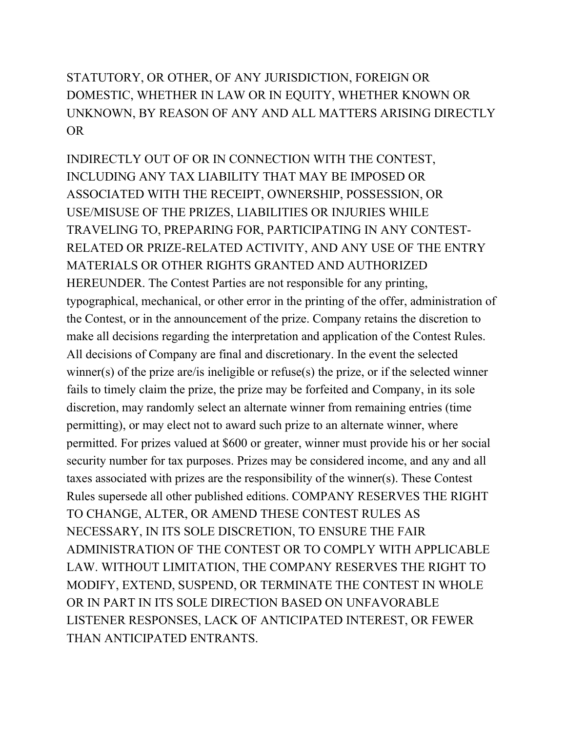STATUTORY, OR OTHER, OF ANY JURISDICTION, FOREIGN OR DOMESTIC, WHETHER IN LAW OR IN EQUITY, WHETHER KNOWN OR UNKNOWN, BY REASON OF ANY AND ALL MATTERS ARISING DIRECTLY OR

INDIRECTLY OUT OF OR IN CONNECTION WITH THE CONTEST, INCLUDING ANY TAX LIABILITY THAT MAY BE IMPOSED OR ASSOCIATED WITH THE RECEIPT, OWNERSHIP, POSSESSION, OR USE/MISUSE OF THE PRIZES, LIABILITIES OR INJURIES WHILE TRAVELING TO, PREPARING FOR, PARTICIPATING IN ANY CONTEST-RELATED OR PRIZE-RELATED ACTIVITY, AND ANY USE OF THE ENTRY MATERIALS OR OTHER RIGHTS GRANTED AND AUTHORIZED HEREUNDER. The Contest Parties are not responsible for any printing, typographical, mechanical, or other error in the printing of the offer, administration of the Contest, or in the announcement of the prize. Company retains the discretion to make all decisions regarding the interpretation and application of the Contest Rules. All decisions of Company are final and discretionary. In the event the selected winner(s) of the prize are/is ineligible or refuse(s) the prize, or if the selected winner fails to timely claim the prize, the prize may be forfeited and Company, in its sole discretion, may randomly select an alternate winner from remaining entries (time permitting), or may elect not to award such prize to an alternate winner, where permitted. For prizes valued at $600 or greater, winner must provide his or her social security number for tax purposes. Prizes may be considered income, and any and all taxes associated with prizes are the responsibility of the winner(s). These Contest Rules supersede all other published editions. COMPANY RESERVES THE RIGHT TO CHANGE, ALTER, OR AMEND THESE CONTEST RULES AS NECESSARY, IN ITS SOLE DISCRETION, TO ENSURE THE FAIR ADMINISTRATION OF THE CONTEST OR TO COMPLY WITH APPLICABLE LAW. WITHOUT LIMITATION, THE COMPANY RESERVES THE RIGHT TO MODIFY, EXTEND, SUSPEND, OR TERMINATE THE CONTEST IN WHOLE OR IN PART IN ITS SOLE DIRECTION BASED ON UNFAVORABLE LISTENER RESPONSES, LACK OF ANTICIPATED INTEREST, OR FEWER THAN ANTICIPATED ENTRANTS.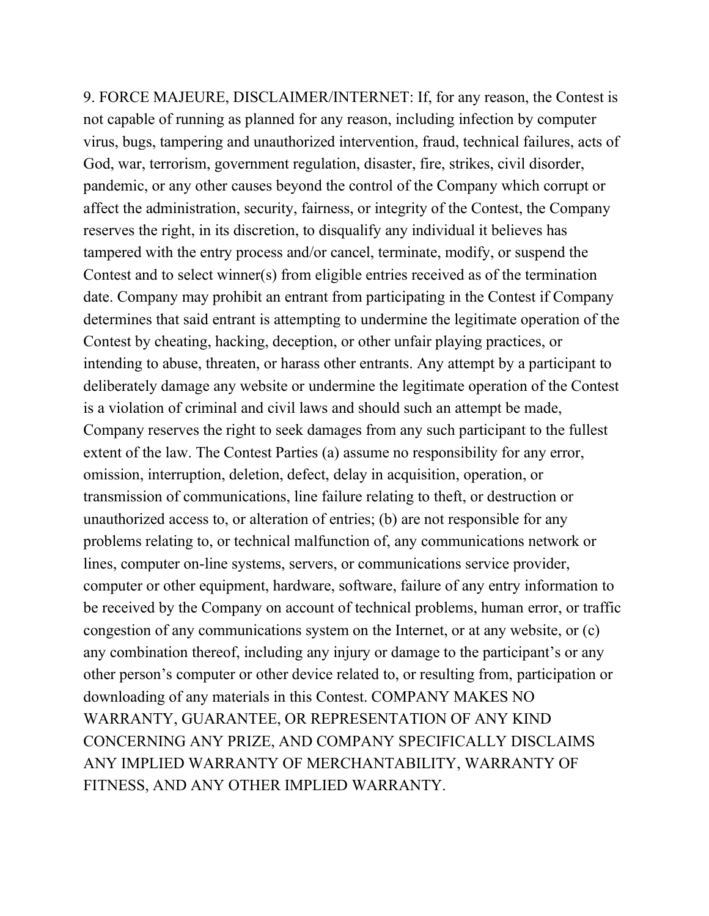9. FORCE MAJEURE, DISCLAIMER/INTERNET: If, for any reason, the Contest is not capable of running as planned for any reason, including infection by computer virus, bugs, tampering and unauthorized intervention, fraud, technical failures, acts of God, war, terrorism, government regulation, disaster, fire, strikes, civil disorder, pandemic, or any other causes beyond the control of the Company which corrupt or affect the administration, security, fairness, or integrity of the Contest, the Company reserves the right, in its discretion, to disqualify any individual it believes has tampered with the entry process and/or cancel, terminate, modify, or suspend the Contest and to select winner(s) from eligible entries received as of the termination date. Company may prohibit an entrant from participating in the Contest if Company determines that said entrant is attempting to undermine the legitimate operation of the Contest by cheating, hacking, deception, or other unfair playing practices, or intending to abuse, threaten, or harass other entrants. Any attempt by a participant to deliberately damage any website or undermine the legitimate operation of the Contest is a violation of criminal and civil laws and should such an attempt be made, Company reserves the right to seek damages from any such participant to the fullest extent of the law. The Contest Parties (a) assume no responsibility for any error, omission, interruption, deletion, defect, delay in acquisition, operation, or transmission of communications, line failure relating to theft, or destruction or unauthorized access to, or alteration of entries; (b) are not responsible for any problems relating to, or technical malfunction of, any communications network or lines, computer on-line systems, servers, or communications service provider, computer or other equipment, hardware, software, failure of any entry information to be received by the Company on account of technical problems, human error, or traffic congestion of any communications system on the Internet, or at any website, or (c) any combination thereof, including any injury or damage to the participant's or any other person's computer or other device related to, or resulting from, participation or downloading of any materials in this Contest. COMPANY MAKES NO WARRANTY, GUARANTEE, OR REPRESENTATION OF ANY KIND CONCERNING ANY PRIZE, AND COMPANY SPECIFICALLY DISCLAIMS ANY IMPLIED WARRANTY OF MERCHANTABILITY, WARRANTY OF FITNESS, AND ANY OTHER IMPLIED WARRANTY.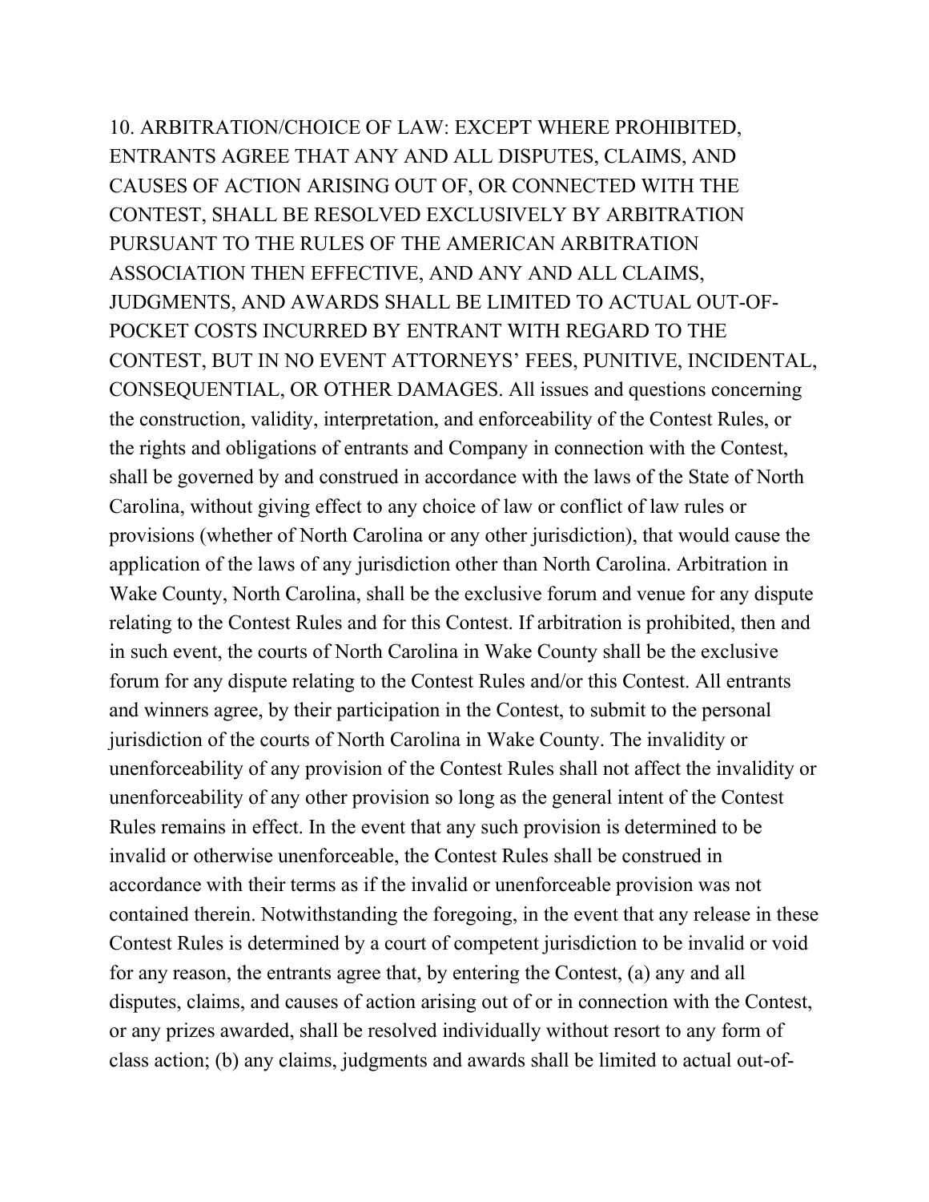10. ARBITRATION/CHOICE OF LAW: EXCEPT WHERE PROHIBITED, ENTRANTS AGREE THAT ANY AND ALL DISPUTES, CLAIMS, AND CAUSES OF ACTION ARISING OUT OF, OR CONNECTED WITH THE CONTEST, SHALL BE RESOLVED EXCLUSIVELY BY ARBITRATION PURSUANT TO THE RULES OF THE AMERICAN ARBITRATION ASSOCIATION THEN EFFECTIVE, AND ANY AND ALL CLAIMS, JUDGMENTS, AND AWARDS SHALL BE LIMITED TO ACTUAL OUT-OF-POCKET COSTS INCURRED BY ENTRANT WITH REGARD TO THE CONTEST, BUT IN NO EVENT ATTORNEYS' FEES, PUNITIVE, INCIDENTAL, CONSEQUENTIAL, OR OTHER DAMAGES. All issues and questions concerning the construction, validity, interpretation, and enforceability of the Contest Rules, or the rights and obligations of entrants and Company in connection with the Contest, shall be governed by and construed in accordance with the laws of the State of North Carolina, without giving effect to any choice of law or conflict of law rules or provisions (whether of North Carolina or any other jurisdiction), that would cause the application of the laws of any jurisdiction other than North Carolina. Arbitration in Wake County, North Carolina, shall be the exclusive forum and venue for any dispute relating to the Contest Rules and for this Contest. If arbitration is prohibited, then and in such event, the courts of North Carolina in Wake County shall be the exclusive forum for any dispute relating to the Contest Rules and/or this Contest. All entrants and winners agree, by their participation in the Contest, to submit to the personal jurisdiction of the courts of North Carolina in Wake County. The invalidity or unenforceability of any provision of the Contest Rules shall not affect the invalidity or unenforceability of any other provision so long as the general intent of the Contest Rules remains in effect. In the event that any such provision is determined to be invalid or otherwise unenforceable, the Contest Rules shall be construed in accordance with their terms as if the invalid or unenforceable provision was not contained therein. Notwithstanding the foregoing, in the event that any release in these Contest Rules is determined by a court of competent jurisdiction to be invalid or void for any reason, the entrants agree that, by entering the Contest, (a) any and all disputes, claims, and causes of action arising out of or in connection with the Contest, or any prizes awarded, shall be resolved individually without resort to any form of class action; (b) any claims, judgments and awards shall be limited to actual out-of-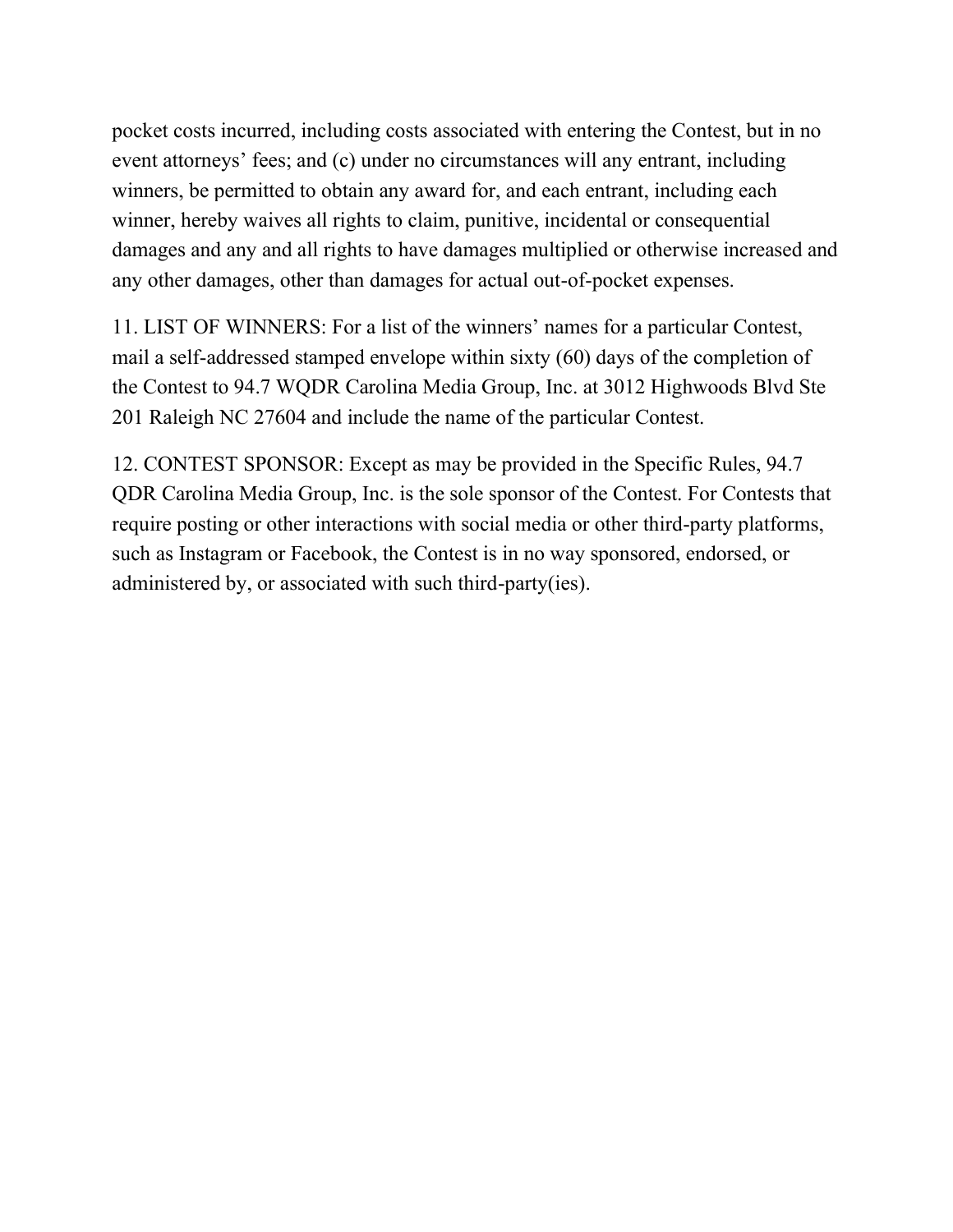pocket costs incurred, including costs associated with entering the Contest, but in no event attorneys' fees; and (c) under no circumstances will any entrant, including winners, be permitted to obtain any award for, and each entrant, including each winner, hereby waives all rights to claim, punitive, incidental or consequential damages and any and all rights to have damages multiplied or otherwise increased and any other damages, other than damages for actual out-of-pocket expenses.

11. LIST OF WINNERS: For a list of the winners' names for a particular Contest, mail a self-addressed stamped envelope within sixty (60) days of the completion of the Contest to 94.7 WQDR Carolina Media Group, Inc. at 3012 Highwoods Blvd Ste 201 Raleigh NC 27604 and include the name of the particular Contest.

12. CONTEST SPONSOR: Except as may be provided in the Specific Rules, 94.7 QDR Carolina Media Group, Inc. is the sole sponsor of the Contest. For Contests that require posting or other interactions with social media or other third-party platforms, such as Instagram or Facebook, the Contest is in no way sponsored, endorsed, or administered by, or associated with such third-party(ies).